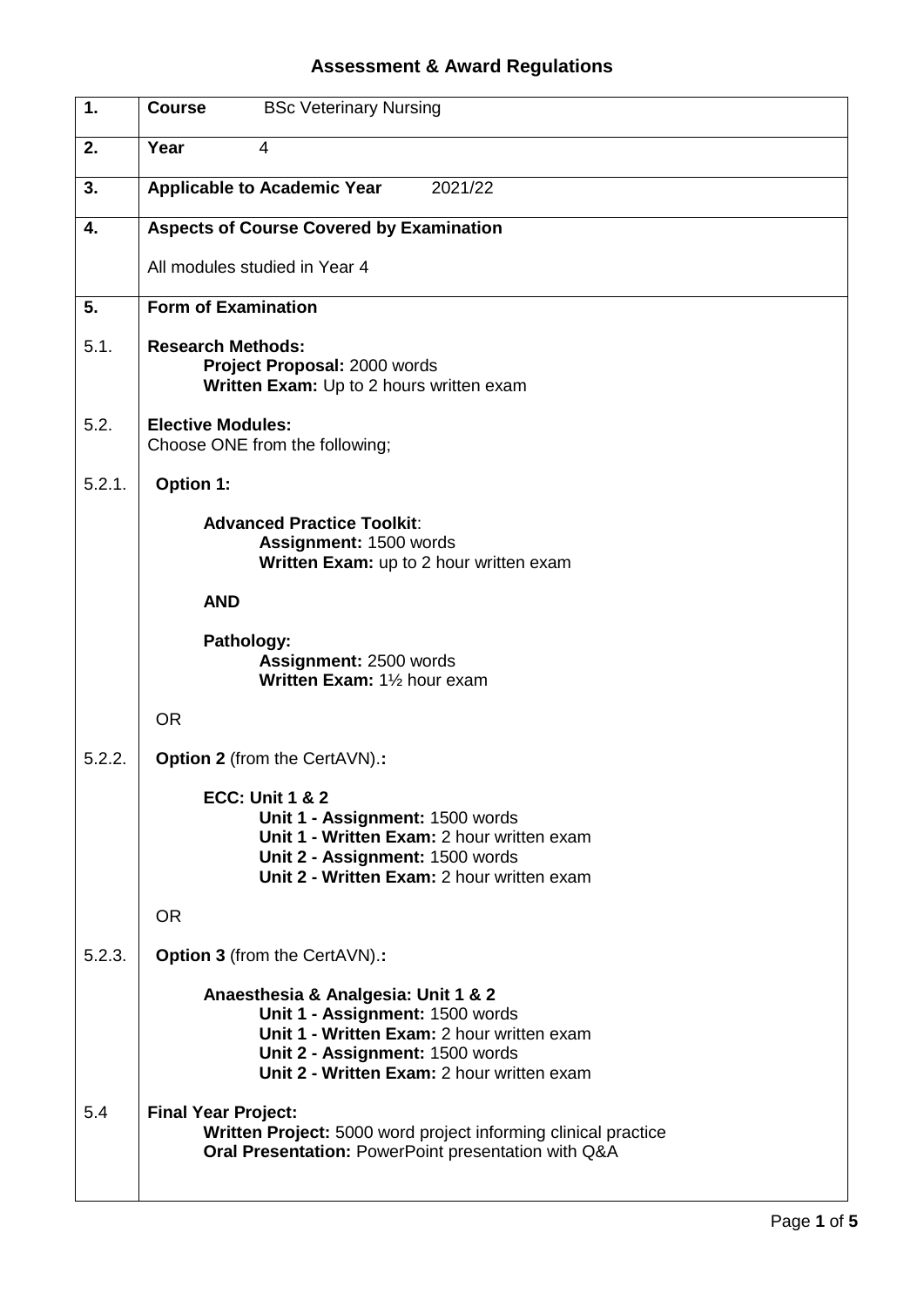# Assessment & Award Regulations

| | |
|---|---|
| **1.** | **Course** BSc Veterinary Nursing |
| **2.** | **Year** 4 |
| **3.** | **Applicable to Academic Year** 2021/22 |
| **4.** | **Aspects of Course Covered by Examination**<br><br>All modules studied in Year 4 |
| **5.** | **Form of Examination** |
| 5.1. | **Research Methods:**<br>**Project Proposal:** 2000 words<br>**Written Exam:** Up to 2 hours written exam |
| 5.2. | **Elective Modules:**<br>Choose ONE from the following; |
| 5.2.1. | **Option 1:**<br><br>**Advanced Practice Toolkit**:<br>**Assignment:** 1500 words<br>**Written Exam:** up to 2 hour written exam<br><br>**AND**<br><br>**Pathology:**<br>**Assignment:** 2500 words<br>**Written Exam:** 1½ hour exam<br><br>OR |
| 5.2.2. | **Option 2** (from the CertAVN).**:**<br><br>**ECC: Unit 1 & 2**<br>**Unit 1 - Assignment:** 1500 words<br>**Unit 1 - Written Exam:** 2 hour written exam<br>**Unit 2 - Assignment:** 1500 words<br>**Unit 2 - Written Exam:** 2 hour written exam<br><br>OR |
| 5.2.3. | **Option 3** (from the CertAVN).**:**<br><br>**Anaesthesia & Analgesia: Unit 1 & 2**<br>**Unit 1 - Assignment:** 1500 words<br>**Unit 1 - Written Exam:** 2 hour written exam<br>**Unit 2 - Assignment:** 1500 words<br>**Unit 2 - Written Exam:** 2 hour written exam |
| 5.4 | **Final Year Project:**<br>**Written Project:** 5000 word project informing clinical practice<br>**Oral Presentation:** PowerPoint presentation with Q&A |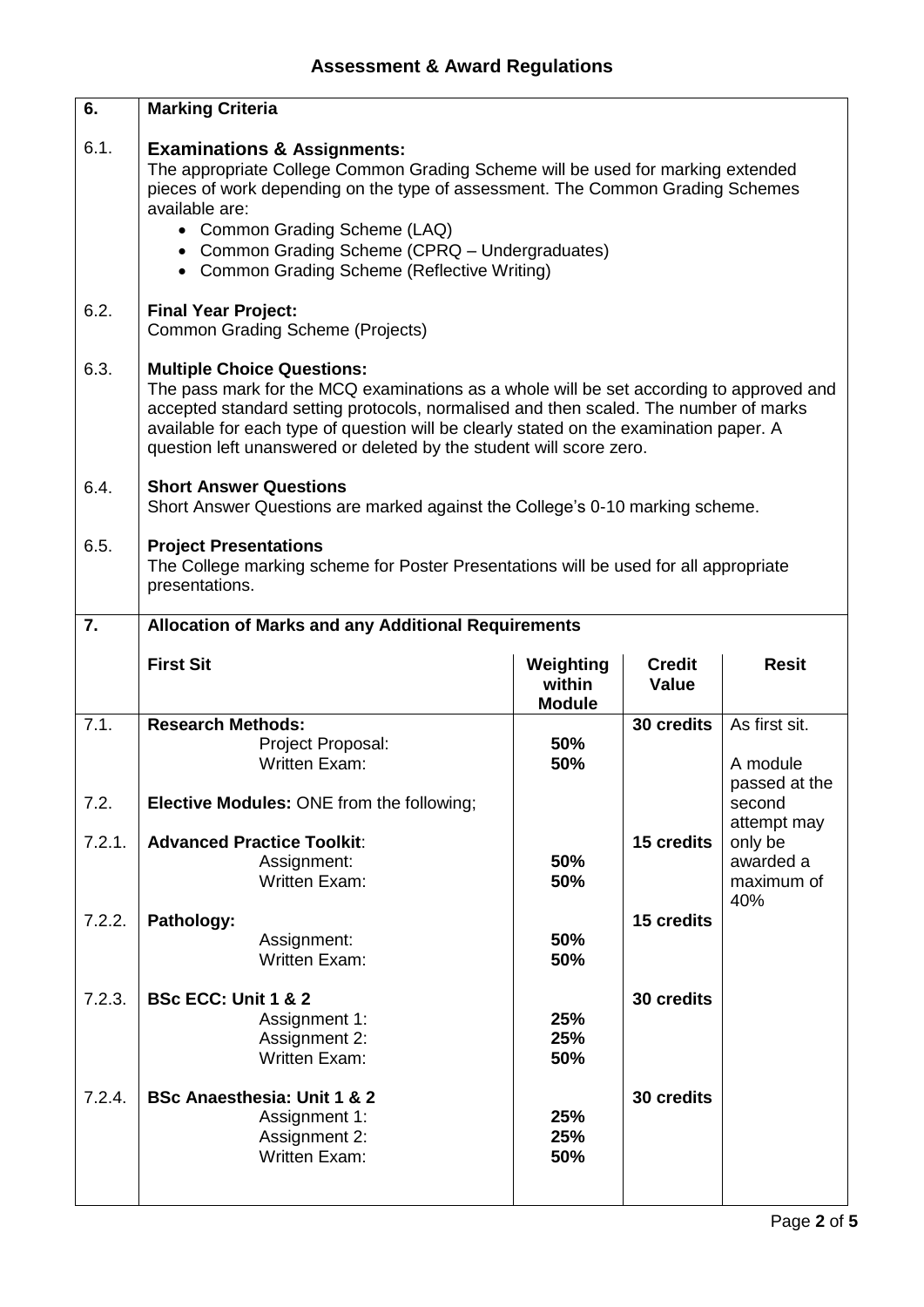# Assessment & Award Regulations

| 6. | Marking Criteria |
|---|---|
| 6.1. | **Examinations & Assignments:** The appropriate College Common Grading Scheme will be used for marking extended pieces of work depending on the type of assessment. The Common Grading Schemes available are: <br>• Common Grading Scheme (LAQ) <br>• Common Grading Scheme (CPRQ – Undergraduates) <br>• Common Grading Scheme (Reflective Writing) |
| 6.2. | **Final Year Project:** Common Grading Scheme (Projects) |
| 6.3. | **Multiple Choice Questions:** The pass mark for the MCQ examinations as a whole will be set according to approved and accepted standard setting protocols, normalised and then scaled. The number of marks available for each type of question will be clearly stated on the examination paper. A question left unanswered or deleted by the student will score zero. |
| 6.4. | **Short Answer Questions** Short Answer Questions are marked against the College's 0-10 marking scheme. |
| 6.5. | **Project Presentations** The College marking scheme for Poster Presentations will be used for all appropriate presentations. |

| 7. | Allocation of Marks and any Additional Requirements | | | |
|---|---|---|---|---|
| | **First Sit** | **Weighting within Module** | **Credit Value** | **Resit** |
| 7.1. | **Research Methods:** | | **30 credits** | As first sit. A module passed at the second attempt may only be awarded a maximum of 40% |
| | Project Proposal: | **50%** | | |
| | Written Exam: | **50%** | | |
| 7.2. | **Elective Modules:** ONE from the following; | | | |
| 7.2.1. | **Advanced Practice Toolkit**: | | **15 credits** | |
| | Assignment: | **50%** | | |
| | Written Exam: | **50%** | | |
| 7.2.2. | **Pathology:** | | **15 credits** | |
| | Assignment: | **50%** | | |
| | Written Exam: | **50%** | | |
| 7.2.3. | **BSc ECC: Unit 1 & 2** | | **30 credits** | |
| | Assignment 1: | **25%** | | |
| | Assignment 2: | **25%** | | |
| | Written Exam: | **50%** | | |
| 7.2.4. | **BSc Anaesthesia: Unit 1 & 2** | | **30 credits** | |
| | Assignment 1: | **25%** | | |
| | Assignment 2: | **25%** | | |
| | Written Exam: | **50%** | | |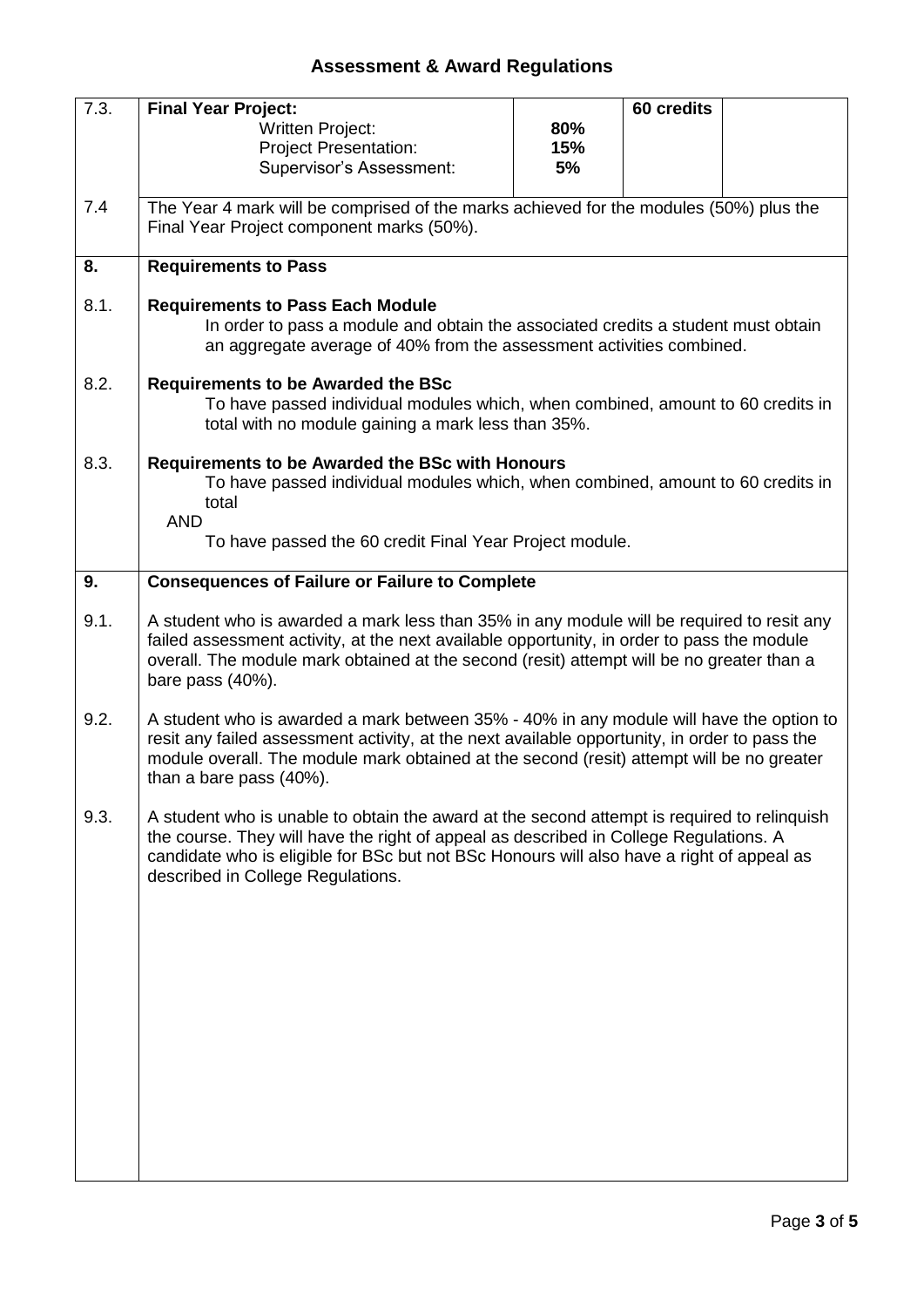## Assessment & Award Regulations

| | | | | |
|---|---|---|---|---|
| 7.3. | **Final Year Project:**<br>Written Project:<br>Project Presentation:<br>Supervisor's Assessment: | <br>**80%**<br>**15%**<br>**5%** | **60 credits** | |

7.4 The Year 4 mark will be comprised of the marks achieved for the modules (50%) plus the Final Year Project component marks (50%).

## 8. Requirements to Pass

**8.1. Requirements to Pass Each Module**

In order to pass a module and obtain the associated credits a student must obtain an aggregate average of 40% from the assessment activities combined.

**8.2. Requirements to be Awarded the BSc**

To have passed individual modules which, when combined, amount to 60 credits in total with no module gaining a mark less than 35%.

**8.3. Requirements to be Awarded the BSc with Honours**

To have passed individual modules which, when combined, amount to 60 credits in total

AND

To have passed the 60 credit Final Year Project module.

## 9. Consequences of Failure or Failure to Complete

9.1. A student who is awarded a mark less than 35% in any module will be required to resit any failed assessment activity, at the next available opportunity, in order to pass the module overall. The module mark obtained at the second (resit) attempt will be no greater than a bare pass (40%).

9.2. A student who is awarded a mark between 35% - 40% in any module will have the option to resit any failed assessment activity, at the next available opportunity, in order to pass the module overall. The module mark obtained at the second (resit) attempt will be no greater than a bare pass (40%).

9.3. A student who is unable to obtain the award at the second attempt is required to relinquish the course. They will have the right of appeal as described in College Regulations. A candidate who is eligible for BSc but not BSc Honours will also have a right of appeal as described in College Regulations.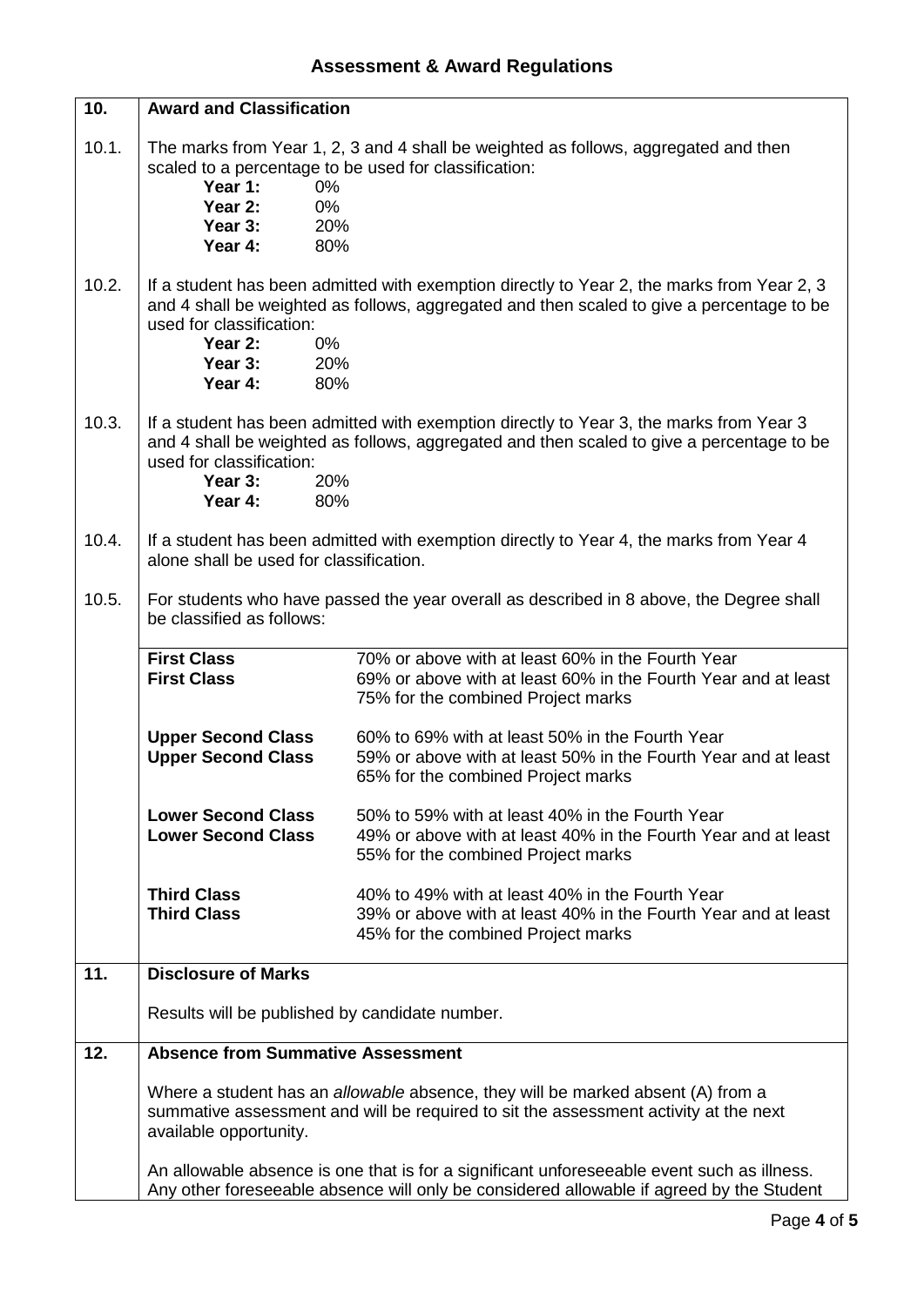## Assessment & Award Regulations

### 10. Award and Classification

**10.1.** The marks from Year 1, 2, 3 and 4 shall be weighted as follows, aggregated and then scaled to a percentage to be used for classification:

| | |
|---|---|
| **Year 1:** | 0% |
| **Year 2:** | 0% |
| **Year 3:** | 20% |
| **Year 4:** | 80% |

**10.2.** If a student has been admitted with exemption directly to Year 2, the marks from Year 2, 3 and 4 shall be weighted as follows, aggregated and then scaled to give a percentage to be used for classification:

| | |
|---|---|
| **Year 2:** | 0% |
| **Year 3:** | 20% |
| **Year 4:** | 80% |

**10.3.** If a student has been admitted with exemption directly to Year 3, the marks from Year 3 and 4 shall be weighted as follows, aggregated and then scaled to give a percentage to be used for classification:

| | |
|---|---|
| **Year 3:** | 20% |
| **Year 4:** | 80% |

**10.4.** If a student has been admitted with exemption directly to Year 4, the marks from Year 4 alone shall be used for classification.

**10.5.** For students who have passed the year overall as described in 8 above, the Degree shall be classified as follows:

| | |
|---|---|
| **First Class** | 70% or above with at least 60% in the Fourth Year |
| **First Class** | 69% or above with at least 60% in the Fourth Year and at least 75% for the combined Project marks |
| **Upper Second Class** | 60% to 69% with at least 50% in the Fourth Year |
| **Upper Second Class** | 59% or above with at least 50% in the Fourth Year and at least 65% for the combined Project marks |
| **Lower Second Class** | 50% to 59% with at least 40% in the Fourth Year |
| **Lower Second Class** | 49% or above with at least 40% in the Fourth Year and at least 55% for the combined Project marks |
| **Third Class** | 40% to 49% with at least 40% in the Fourth Year |
| **Third Class** | 39% or above with at least 40% in the Fourth Year and at least 45% for the combined Project marks |

### 11. Disclosure of Marks

Results will be published by candidate number.

### 12. Absence from Summative Assessment

Where a student has an *allowable* absence, they will be marked absent (A) from a summative assessment and will be required to sit the assessment activity at the next available opportunity.

An allowable absence is one that is for a significant unforeseeable event such as illness. Any other foreseeable absence will only be considered allowable if agreed by the Student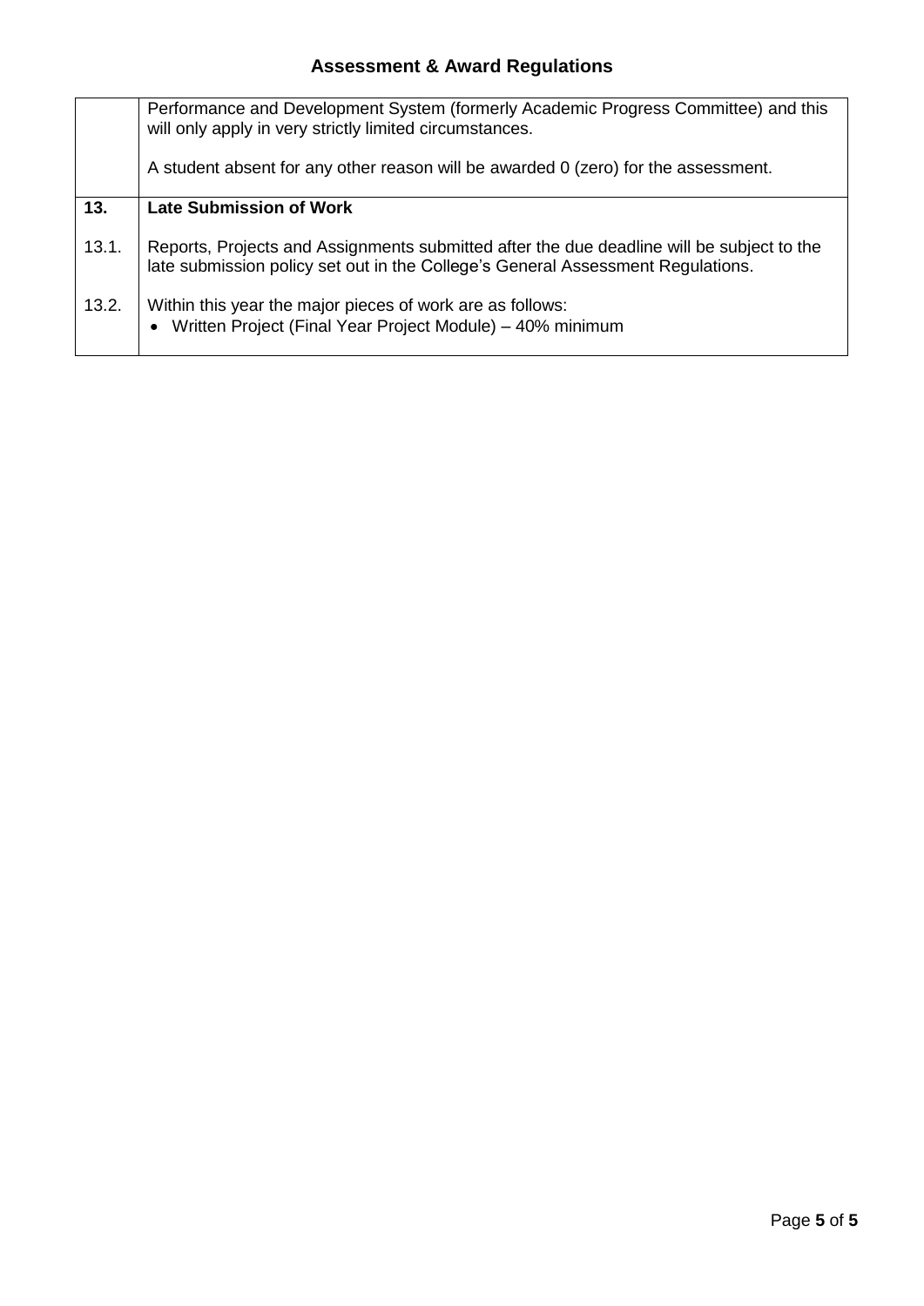| | |
|---|---|
| | Performance and Development System (formerly Academic Progress Committee) and this will only apply in very strictly limited circumstances.<br><br>A student absent for any other reason will be awarded 0 (zero) for the assessment. |
| **13.** | **Late Submission of Work** |
| 13.1. | Reports, Projects and Assignments submitted after the due deadline will be subject to the late submission policy set out in the College's General Assessment Regulations. |
| 13.2. | Within this year the major pieces of work are as follows:<br>• Written Project (Final Year Project Module) – 40% minimum |